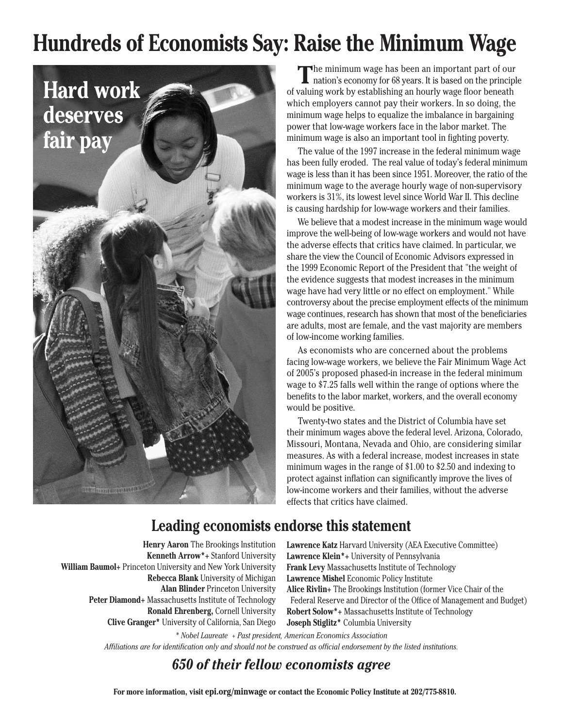# Hundreds of Economists Say: Raise the Minimum Wage

**Hard work deserves fair pay**

The minimum wage has been an important part of our nation's economy for 68 years. It is based on the principle of valuing work by establishing an hourly wage floor beneath which employers cannot pay their workers. In so doing, the minimum wage helps to equalize the imbalance in bargaining power that low-wage workers face in the labor market. The minimum wage is also an important tool in fighting poverty.

The value of the 1997 increase in the federal minimum wage has been fully eroded. The real value of today's federal minimum wage is less than it has been since 1951. Moreover, the ratio of the minimum wage to the average hourly wage of non-supervisory workers is 31%, its lowest level since World War II. This decline is causing hardship for low-wage workers and their families.

We believe that a modest increase in the minimum wage would improve the well-being of low-wage workers and would not have the adverse effects that critics have claimed. In particular, we share the view the Council of Economic Advisors expressed in the 1999 Economic Report of the President that "the weight of the evidence suggests that modest increases in the minimum wage have had very little or no effect on employment." While controversy about the precise employment effects of the minimum wage continues, research has shown that most of the beneficiaries are adults, most are female, and the vast majority are members of low-income working families.

As economists who are concerned about the problems facing low-wage workers, we believe the Fair Minimum Wage Act of 2005's proposed phased-in increase in the federal minimum wage to $7.25 falls well within the range of options where the benefits to the labor market, workers, and the overall economy would be positive.

Twenty-two states and the District of Columbia have set their minimum wages above the federal level. Arizona, Colorado, Missouri, Montana, Nevada and Ohio, are considering similar measures. As with a federal increase, modest increases in state minimum wages in the range of $1.00 to $2.50 and indexing to protect against inflation can significantly improve the lives of low-income workers and their families, without the adverse effects that critics have claimed.

## Leading economists endorse this statement

**Henry Aaron** The Brookings Institution
**Kenneth Arrow*+** Stanford University
**William Baumol+** Princeton University and New York University
**Rebecca Blank** University of Michigan
**Alan Blinder** Princeton University
**Peter Diamond+** Massachusetts Institute of Technology
**Ronald Ehrenberg,** Cornell University
**Clive Granger*** University of California, San Diego
**Lawrence Katz** Harvard University (AEA Executive Committee)
**Lawrence Klein*+** University of Pennsylvania
**Frank Levy** Massachusetts Institute of Technology
**Lawrence Mishel** Economic Policy Institute
**Alice Rivlin+** The Brookings Institution (former Vice Chair of the Federal Reserve and Director of the Office of Management and Budget)
**Robert Solow*+** Massachusetts Institute of Technology
**Joseph Stiglitz*** Columbia University

*\* Nobel Laureate + Past president, American Economics Association*

*Affiliations are for identification only and should not be construed as official endorsement by the listed institutions.*

## *650 of their fellow economists agree*

**For more information, visit epi.org/minwage or contact the Economic Policy Institute at 202/775-8810.**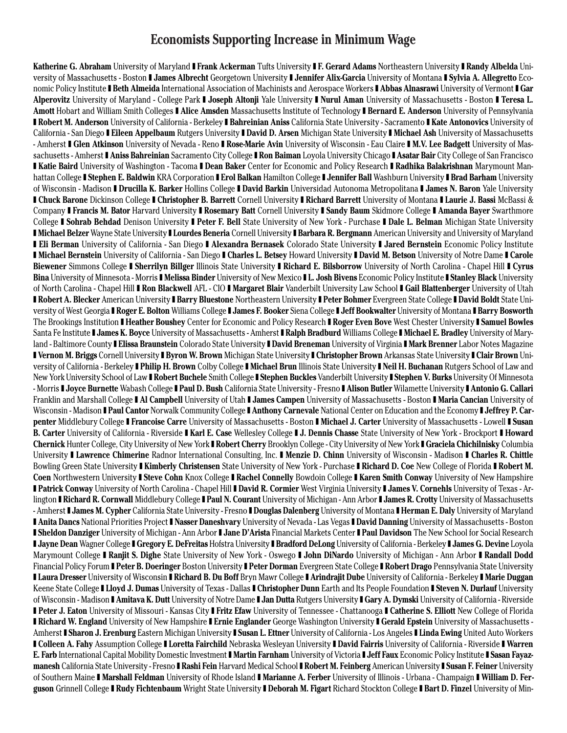# Economists Supporting Increase in Minimum Wage

**Katherine G. Abraham** University of Maryland ▮ **Frank Ackerman** Tufts University ▮ **F. Gerard Adams** Northeastern University ▮ **Randy Albelda** University of Massachusetts - Boston ▮ **James Albrecht** Georgetown University ▮ **Jennifer Alix-Garcia** University of Montana ▮ **Sylvia A. Allegretto** Economic Policy Institute ▮ **Beth Almeida** International Association of Machinists and Aerospace Workers ▮ **Abbas Alnasrawi** University of Vermont ▮ **Gar Alperovitz** University of Maryland - College Park ▮ **Joseph Altonji** Yale University ▮ **Nurul Aman** University of Massachusetts - Boston ▮ **Teresa L. Amott** Hobart and William Smith Colleges ▮ **Alice Amsden** Massachusetts Institute of Technology ▮ **Bernard E. Anderson** University of Pennsylvania ▮ **Robert M. Anderson** University of California - Berkeley ▮ **Bahreinian Aniss** California State University - Sacramento ▮ **Kate Antonovics** University of California - San Diego ▮ **Eileen Appelbaum** Rutgers University ▮ **David D. Arsen** Michigan State University ▮ **Michael Ash** University of Massachusetts - Amherst ▮ **Glen Atkinson** University of Nevada - Reno ▮ **Rose-Marie Avin** University of Wisconsin - Eau Claire ▮ **M.V. Lee Badgett** University of Massachusetts - Amherst ▮ **Aniss Bahreinian** Sacramento City College ▮ **Ron Baiman** Loyola University Chicago ▮ **Asatar Bair** City College of San Francisco ▮ **Katie Baird** University of Washington - Tacoma ▮ **Dean Baker** Center for Economic and Policy Research ▮ **Radhika Balakrishnan** Marymount Manhattan College ▮ **Stephen E. Baldwin** KRA Corporation ▮ **Erol Balkan** Hamilton College ▮ **Jennifer Ball** Washburn University ▮ **Brad Barham** University of Wisconsin - Madison ▮ **Drucilla K. Barker** Hollins College ▮ **David Barkin** Universidad Autonoma Metropolitana ▮ **James N. Baron** Yale University ▮ **Chuck Barone** Dickinson College ▮ **Christopher B. Barrett** Cornell University ▮ **Richard Barrett** University of Montana ▮ **Laurie J. Bassi** McBassi & Company ▮ **Francis M. Bator** Harvard University ▮ **Rosemary Batt** Cornell University ▮ **Sandy Baum** Skidmore College ▮ **Amanda Bayer** Swarthmore College ▮ **Sohrab Behdad** Denison University ▮ **Peter F. Bell** State University of New York - Purchase ▮ **Dale L. Belman** Michigan State University ▮ **Michael Belzer** Wayne State University ▮ **Lourdes Beneria** Cornell University ▮ **Barbara R. Bergmann** American University and University of Maryland ▮ **Eli Berman** University of California - San Diego ▮ **Alexandra Bernasek** Colorado State University ▮ **Jared Bernstein** Economic Policy Institute ▮ **Michael Bernstein** University of California - San Diego ▮ **Charles L. Betsey** Howard University ▮ **David M. Betson** University of Notre Dame ▮ **Carole Biewener** Simmons College ▮ **Sherrilyn Billger** Illinois State University ▮ **Richard E. Bilsborrow** University of North Carolina - Chapel Hill ▮ **Cyrus Bina** University of Minnesota - Morris ▮ **Melissa Binder** University of New Mexico ▮ **L. Josh Bivens** Economic Policy Institute ▮ **Stanley Black** University of North Carolina - Chapel Hill ▮ **Ron Blackwell** AFL - CIO ▮ **Margaret Blair** Vanderbilt University Law School ▮ **Gail Blattenberger** University of Utah ▮ **Robert A. Blecker** American University ▮ **Barry Bluestone** Northeastern University ▮ **Peter Bohmer** Evergreen State College ▮ **David Boldt** State University of West Georgia ▮ **Roger E. Bolton** Williams College ▮ **James F. Booker** Siena College ▮ **Jeff Bookwalter** University of Montana ▮ **Barry Bosworth** The Brookings Institution ▮ **Heather Boushey** Center for Economic and Policy Research ▮ **Roger Even Bove** West Chester University ▮ **Samuel Bowles** Santa Fe Institute ▮ **James K. Boyce** University of Massachusetts - Amherst ▮ **Ralph Bradburd** Williams College ▮ **Michael E. Bradley** University of Maryland - Baltimore County ▮ **Elissa Braunstein** Colorado State University ▮ **David Breneman** University of Virginia ▮ **Mark Brenner** Labor Notes Magazine ▮ **Vernon M. Briggs** Cornell University ▮ **Byron W. Brown** Michigan State University ▮ **Christopher Brown** Arkansas State University ▮ **Clair Brown** University of California - Berkeley ▮ **Philip H. Brown** Colby College ▮ **Michael Brun** Illinois State University ▮ **Neil H. Buchanan** Rutgers School of Law and New York University School of Law ▮ **Robert Buchele** Smith College ▮ **Stephen Buckles** Vanderbilt University ▮ **Stephen V. Burks** University Of Minnesota - Morris ▮ **Joyce Burnette** Wabash College ▮ **Paul D. Bush** California State University - Fresno ▮ **Alison Butler** Wilamette University ▮ **Antonio G. Callari** Franklin and Marshall College ▮ **Al Campbell** University of Utah ▮ **James Campen** University of Massachusetts - Boston ▮ **Maria Cancian** University of Wisconsin - Madison ▮ **Paul Cantor** Norwalk Community College ▮ **Anthony Carnevale** National Center on Education and the Economy ▮ **Jeffrey P. Carpenter** Middlebury College ▮ **Francoise Carre** University of Massachusetts - Boston ▮ **Michael J. Carter** University of Massachusetts - Lowell ▮ **Susan B. Carter** University of California - Riverside ▮ **Karl E. Case** Wellesley College ▮ **J. Dennis Chasse** State University of New York - Brockport ▮ **Howard Chernick** Hunter College, City University of New York ▮ **Robert Cherry** Brooklyn College - City University of New York ▮ **Graciela Chichilnisky** Columbia University ▮ **Lawrence Chimerine** Radnor International Consulting, Inc. ▮ **Menzie D. Chinn** University of Wisconsin - Madison ▮ **Charles R. Chittle** Bowling Green State University ▮ **Kimberly Christensen** State University of New York - Purchase ▮ **Richard D. Coe** New College of Florida ▮ **Robert M. Coen** Northwestern University ▮ **Steve Cohn** Knox College ▮ **Rachel Connelly** Bowdoin College ▮ **Karen Smith Conway** University of New Hampshire ▮ **Patrick Conway** University of North Carolina - Chapel Hill ▮ **David R. Cormier** West Virginia University ▮ **James V. Cornehls** University of Texas - Arlington ▮ **Richard R. Cornwall** Middlebury College ▮ **Paul N. Courant** University of Michigan - Ann Arbor ▮ **James R. Crotty** University of Massachusetts - Amherst ▮ **James M. Cypher** California State University - Fresno ▮ **Douglas Dalenberg** University of Montana ▮ **Herman E. Daly** University of Maryland ▮ **Anita Dancs** National Priorities Project ▮ **Nasser Daneshvary** University of Nevada - Las Vegas ▮ **David Danning** University of Massachusetts - Boston ▮ **Sheldon Danziger** University of Michigan - Ann Arbor ▮ **Jane D'Arista** Financial Markets Center ▮ **Paul Davidson** The New School for Social Research ▮ **Jayne Dean** Wagner College ▮ **Gregory E. DeFreitas** Hofstra University ▮ **Bradford DeLong** University of California - Berkeley ▮ **James G. Devine** Loyola Marymount College ▮ **Ranjit S. Dighe** State University of New York - Oswego ▮ **John DiNardo** University of Michigan - Ann Arbor ▮ **Randall Dodd** Financial Policy Forum ▮ **Peter B. Doeringer** Boston University ▮ **Peter Dorman** Evergreen State College ▮ **Robert Drago** Pennsylvania State University ▮ **Laura Dresser** University of Wisconsin ▮ **Richard B. Du Boff** Bryn Mawr College ▮ **Arindrajit Dube** University of California - Berkeley ▮ **Marie Duggan** Keene State College ▮ **Lloyd J. Dumas** University of Texas - Dallas ▮ **Christopher Dunn** Earth and Its People Foundation ▮ **Steven N. Durlauf** University of Wisconsin - Madison ▮ **Amitava K. Dutt** University of Notre Dame ▮ **Jan Dutta** Rutgers University ▮ **Gary A. Dymski** University of California - Riverside ▮ **Peter J. Eaton** University of Missouri - Kansas City ▮ **Fritz Efaw** University of Tennessee - Chattanooga ▮ **Catherine S. Elliott** New College of Florida ▮ **Richard W. England** University of New Hampshire ▮ **Ernie Englander** George Washington University ▮ **Gerald Epstein** University of Massachusetts - Amherst ▮ **Sharon J. Erenburg** Eastern Michigan University ▮ **Susan L. Ettner** University of California - Los Angeles ▮ **Linda Ewing** United Auto Workers ▮ **Colleen A. Fahy** Assumption College ▮ **Loretta Fairchild** Nebraska Wesleyan University ▮ **David Fairris** University of California - Riverside ▮ **Warren E. Farb** International Capital Mobility Domestic Investment ▮ **Martin Farnham** University of Victoria ▮ **Jeff Faux** Economic Policy Institute ▮ **Sasan Fayazmanesh** California State University - Fresno ▮ **Rashi Fein** Harvard Medical School ▮ **Robert M. Feinberg** American University ▮ **Susan F. Feiner** University of Southern Maine ▮ **Marshall Feldman** University of Rhode Island ▮ **Marianne A. Ferber** University of Illinois - Urbana - Champaign ▮ **William D. Ferguson** Grinnell College ▮ **Rudy Fichtenbaum** Wright State University ▮ **Deborah M. Figart** Richard Stockton College ▮ **Bart D. Finzel** University of Min-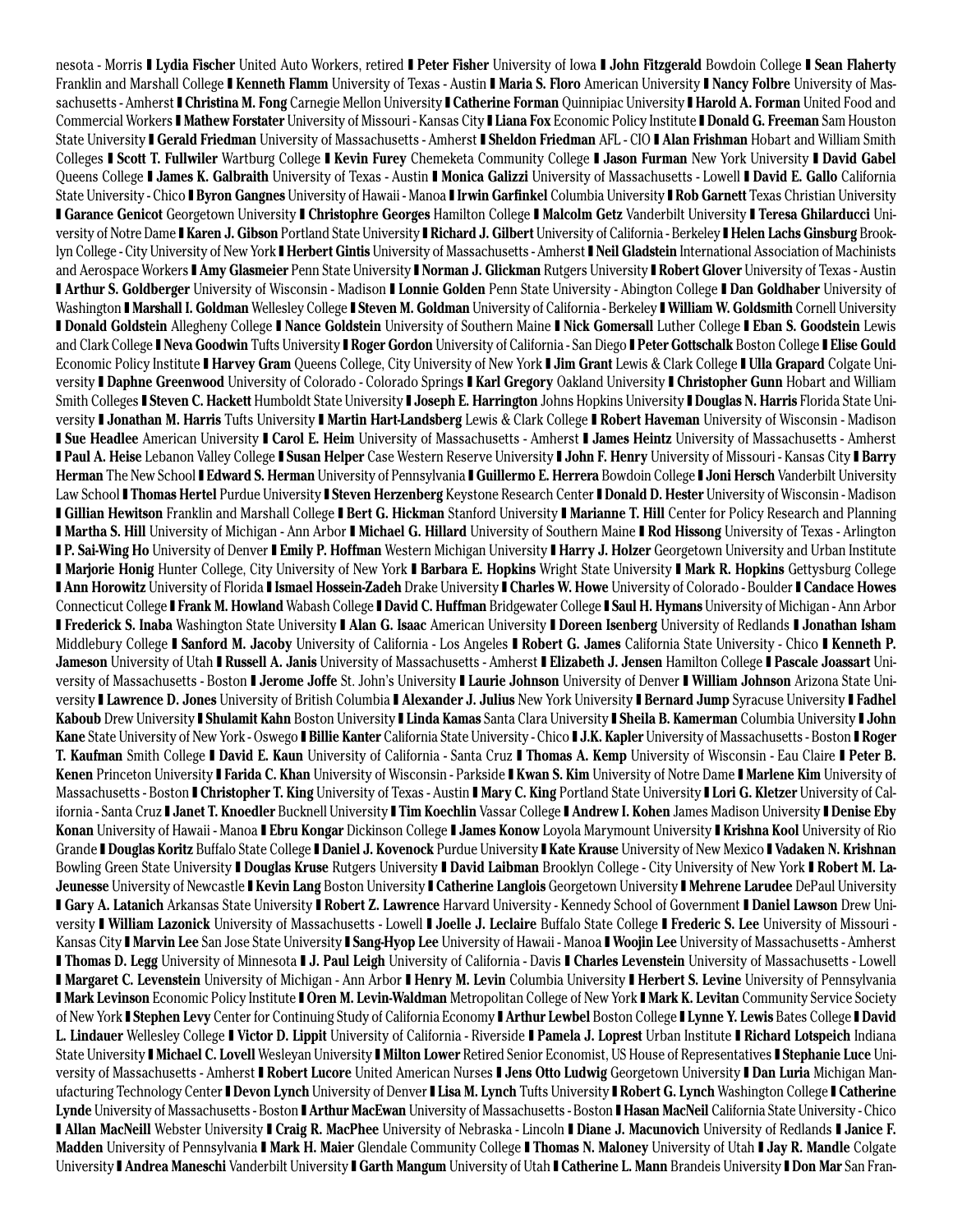nesota - Morris ▌**Lydia Fischer** United Auto Workers, retired ▌**Peter Fisher** University of Iowa ▌**John Fitzgerald** Bowdoin College ▌**Sean Flaherty** Franklin and Marshall College ▌**Kenneth Flamm** University of Texas - Austin ▌**Maria S. Floro** American University ▌**Nancy Folbre** University of Massachusetts - Amherst ▌**Christina M. Fong** Carnegie Mellon University ▌**Catherine Forman** Quinnipiac University ▌**Harold A. Forman** United Food and Commercial Workers ▌**Mathew Forstater** University of Missouri - Kansas City ▌**Liana Fox** Economic Policy Institute ▌**Donald G. Freeman** Sam Houston State University ▌**Gerald Friedman** University of Massachusetts - Amherst ▌**Sheldon Friedman** AFL - CIO ▌**Alan Frishman** Hobart and William Smith Colleges ▌**Scott T. Fullwiler** Wartburg College ▌**Kevin Furey** Chemeketa Community College ▌**Jason Furman** New York University ▌**David Gabel** Queens College ▌**James K. Galbraith** University of Texas - Austin ▌**Monica Galizzi** University of Massachusetts - Lowell ▌**David E. Gallo** California State University - Chico ▌**Byron Gangnes** University of Hawaii - Manoa ▌**Irwin Garfinkel** Columbia University ▌**Rob Garnett** Texas Christian University ▌**Garance Genicot** Georgetown University ▌**Christophre Georges** Hamilton College ▌**Malcolm Getz** Vanderbilt University ▌**Teresa Ghilarducci** University of Notre Dame ▌**Karen J. Gibson** Portland State University ▌**Richard J. Gilbert** University of California - Berkeley ▌**Helen Lachs Ginsburg** Brooklyn College - City University of New York ▌**Herbert Gintis** University of Massachusetts - Amherst ▌**Neil Gladstein** International Association of Machinists and Aerospace Workers ▌**Amy Glasmeier** Penn State University ▌**Norman J. Glickman** Rutgers University ▌**Robert Glover** University of Texas - Austin ▌**Arthur S. Goldberger** University of Wisconsin - Madison ▌**Lonnie Golden** Penn State University - Abington College ▌**Dan Goldhaber** University of Washington ▌**Marshall I. Goldman** Wellesley College ▌**Steven M. Goldman** University of California - Berkeley ▌**William W. Goldsmith** Cornell University ▌**Donald Goldstein** Allegheny College ▌**Nance Goldstein** University of Southern Maine ▌**Nick Gomersall** Luther College ▌**Eban S. Goodstein** Lewis and Clark College ▌**Neva Goodwin** Tufts University ▌**Roger Gordon** University of California - San Diego ▌**Peter Gottschalk** Boston College ▌**Elise Gould** Economic Policy Institute ▌**Harvey Gram** Queens College, City University of New York ▌**Jim Grant** Lewis & Clark College ▌**Ulla Grapard** Colgate University ▌**Daphne Greenwood** University of Colorado - Colorado Springs ▌**Karl Gregory** Oakland University ▌**Christopher Gunn** Hobart and William Smith Colleges ▌**Steven C. Hackett** Humboldt State University ▌**Joseph E. Harrington** Johns Hopkins University ▌**Douglas N. Harris** Florida State University ▌**Jonathan M. Harris** Tufts University ▌**Martin Hart-Landsberg** Lewis & Clark College ▌**Robert Haveman** University of Wisconsin - Madison ▌**Sue Headlee** American University ▌**Carol E. Heim** University of Massachusetts - Amherst ▌**James Heintz** University of Massachusetts - Amherst ▌**Paul A. Heise** Lebanon Valley College ▌**Susan Helper** Case Western Reserve University ▌**John F. Henry** University of Missouri - Kansas City ▌**Barry Herman** The New School ▌**Edward S. Herman** University of Pennsylvania ▌**Guillermo E. Herrera** Bowdoin College ▌**Joni Hersch** Vanderbilt University Law School ▌**Thomas Hertel** Purdue University ▌**Steven Herzenberg** Keystone Research Center ▌**Donald D. Hester** University of Wisconsin - Madison ▌**Gillian Hewitson** Franklin and Marshall College ▌**Bert G. Hickman** Stanford University ▌**Marianne T. Hill** Center for Policy Research and Planning ▌**Martha S. Hill** University of Michigan - Ann Arbor ▌**Michael G. Hillard** University of Southern Maine ▌**Rod Hissong** University of Texas - Arlington ▌**P. Sai-Wing Ho** University of Denver ▌**Emily P. Hoffman** Western Michigan University ▌**Harry J. Holzer** Georgetown University and Urban Institute ▌**Marjorie Honig** Hunter College, City University of New York ▌**Barbara E. Hopkins** Wright State University ▌**Mark R. Hopkins** Gettysburg College ▌**Ann Horowitz** University of Florida ▌**Ismael Hossein-Zadeh** Drake University ▌**Charles W. Howe** University of Colorado - Boulder ▌**Candace Howes** Connecticut College ▌**Frank M. Howland** Wabash College ▌**David C. Huffman** Bridgewater College ▌**Saul H. Hymans** University of Michigan - Ann Arbor ▌**Frederick S. Inaba** Washington State University ▌**Alan G. Isaac** American University ▌**Doreen Isenberg** University of Redlands ▌**Jonathan Isham** Middlebury College ▌**Sanford M. Jacoby** University of California - Los Angeles ▌**Robert G. James** California State University - Chico ▌**Kenneth P. Jameson** University of Utah ▌**Russell A. Janis** University of Massachusetts - Amherst ▌**Elizabeth J. Jensen** Hamilton College ▌**Pascale Joassart** University of Massachusetts - Boston ▌**Jerome Joffe** St. John's University ▌**Laurie Johnson** University of Denver ▌**William Johnson** Arizona State University ▌**Lawrence D. Jones** University of British Columbia ▌**Alexander J. Julius** New York University ▌**Bernard Jump** Syracuse University ▌**Fadhel Kaboub** Drew University ▌**Shulamit Kahn** Boston University ▌**Linda Kamas** Santa Clara University ▌**Sheila B. Kamerman** Columbia University ▌**John Kane** State University of New York - Oswego ▌**Billie Kanter** California State University - Chico ▌**J.K. Kapler** University of Massachusetts - Boston ▌**Roger T. Kaufman** Smith College ▌**David E. Kaun** University of California - Santa Cruz ▌**Thomas A. Kemp** University of Wisconsin - Eau Claire ▌**Peter B. Kenen** Princeton University ▌**Farida C. Khan** University of Wisconsin - Parkside ▌**Kwan S. Kim** University of Notre Dame ▌**Marlene Kim** University of Massachusetts - Boston ▌**Christopher T. King** University of Texas - Austin ▌**Mary C. King** Portland State University ▌**Lori G. Kletzer** University of California - Santa Cruz ▌**Janet T. Knoedler** Bucknell University ▌**Tim Koechlin** Vassar College ▌**Andrew I. Kohen** James Madison University ▌**Denise Eby Konan** University of Hawaii - Manoa ▌**Ebru Kongar** Dickinson College ▌**James Konow** Loyola Marymount University ▌**Krishna Kool** University of Rio Grande ▌**Douglas Koritz** Buffalo State College ▌**Daniel J. Kovenock** Purdue University ▌**Kate Krause** University of New Mexico ▌**Vadaken N. Krishnan** Bowling Green State University ▌**Douglas Kruse** Rutgers University ▌**David Laibman** Brooklyn College - City University of New York ▌**Robert M. LaJeunesse** University of Newcastle ▌**Kevin Lang** Boston University ▌**Catherine Langlois** Georgetown University ▌**Mehrene Larudee** DePaul University ▌**Gary A. Latanich** Arkansas State University ▌**Robert Z. Lawrence** Harvard University - Kennedy School of Government ▌**Daniel Lawson** Drew University ▌**William Lazonick** University of Massachusetts - Lowell ▌**Joelle J. Leclaire** Buffalo State College ▌**Frederic S. Lee** University of Missouri - Kansas City ▌**Marvin Lee** San Jose State University ▌**Sang-Hyop Lee** University of Hawaii - Manoa ▌**Woojin Lee** University of Massachusetts - Amherst ▌**Thomas D. Legg** University of Minnesota ▌**J. Paul Leigh** University of California - Davis ▌**Charles Levenstein** University of Massachusetts - Lowell ▌**Margaret C. Levenstein** University of Michigan - Ann Arbor ▌**Henry M. Levin** Columbia University ▌**Herbert S. Levine** University of Pennsylvania ▌**Mark Levinson** Economic Policy Institute ▌**Oren M. Levin-Waldman** Metropolitan College of New York ▌**Mark K. Levitan** Community Service Society of New York ▌**Stephen Levy** Center for Continuing Study of California Economy ▌**Arthur Lewbel** Boston College ▌**Lynne Y. Lewis** Bates College ▌**David L. Lindauer** Wellesley College ▌**Victor D. Lippit** University of California - Riverside ▌**Pamela J. Loprest** Urban Institute ▌**Richard Lotspeich** Indiana State University ▌**Michael C. Lovell** Wesleyan University ▌**Milton Lower** Retired Senior Economist, US House of Representatives ▌**Stephanie Luce** University of Massachusetts - Amherst ▌**Robert Lucore** United American Nurses ▌**Jens Otto Ludwig** Georgetown University ▌**Dan Luria** Michigan Manufacturing Technology Center ▌**Devon Lynch** University of Denver ▌**Lisa M. Lynch** Tufts University ▌**Robert G. Lynch** Washington College ▌**Catherine Lynde** University of Massachusetts - Boston ▌**Arthur MacEwan** University of Massachusetts - Boston ▌**Hasan MacNeil** California State University - Chico ▌**Allan MacNeill** Webster University ▌**Craig R. MacPhee** University of Nebraska - Lincoln ▌**Diane J. Macunovich** University of Redlands ▌**Janice F. Madden** University of Pennsylvania ▌**Mark H. Maier** Glendale Community College ▌**Thomas N. Maloney** University of Utah ▌**Jay R. Mandle** Colgate University ▌**Andrea Maneschi** Vanderbilt University ▌**Garth Mangum** University of Utah ▌**Catherine L. Mann** Brandeis University ▌**Don Mar** San Fran-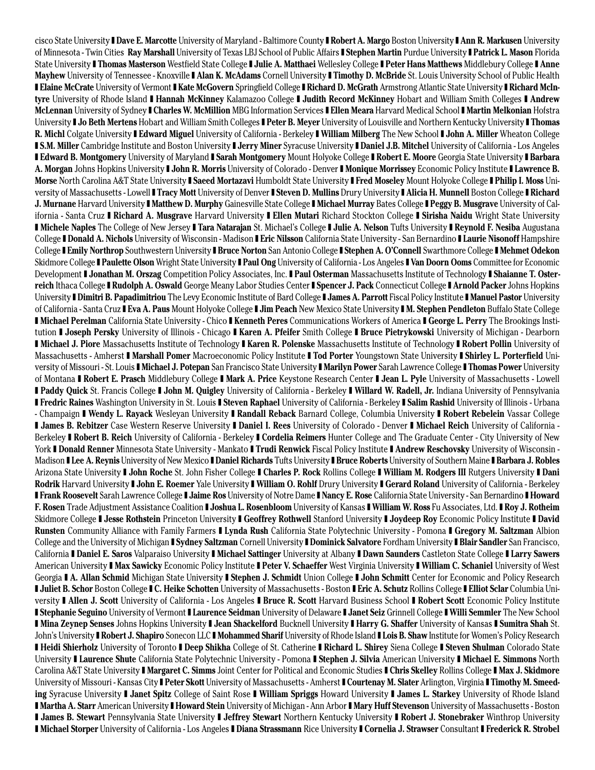cisco State University ❚ **Dave E. Marcotte** University of Maryland - Baltimore County ❚ **Robert A. Margo** Boston University ❚ **Ann R. Markusen** University of Minnesota - Twin Cities **Ray Marshall** University of Texas LBJ School of Public Affairs ❚ **Stephen Martin** Purdue University ❚ **Patrick L. Mason** Florida State University ❚ **Thomas Masterson** Westfield State College ❚ **Julie A. Matthaei** Wellesley College ❚ **Peter Hans Matthews** Middlebury College ❚ **Anne Mayhew** University of Tennessee - Knoxville ❚ **Alan K. McAdams** Cornell University ❚ **Timothy D. McBride** St. Louis University School of Public Health ❚ **Elaine McCrate** University of Vermont ❚ **Kate McGovern** Springfield College ❚ **Richard D. McGrath** Armstrong Atlantic State University ❚ **Richard McIntyre** University of Rhode Island ❚ **Hannah McKinney** Kalamazoo College ❚ **Judith Record McKinney** Hobart and William Smith Colleges ❚ **Andrew McLennan** University of Sydney ❚ **Charles W. McMillion** MBG Information Services ❚ **Ellen Meara** Harvard Medical School ❚ **Martin Melkonian** Hofstra University ❚ **Jo Beth Mertens** Hobart and William Smith Colleges ❚ **Peter B. Meyer** University of Louisville and Northern Kentucky University ❚ **Thomas R. Michl** Colgate University ❚ **Edward Miguel** University of California - Berkeley ❚ **William Milberg** The New School ❚ **John A. Miller** Wheaton College ❚ **S.M. Miller** Cambridge Institute and Boston University ❚ **Jerry Miner** Syracuse University ❚ **Daniel J.B. Mitchel** University of California - Los Angeles ❚ **Edward B. Montgomery** University of Maryland ❚ **Sarah Montgomery** Mount Holyoke College ❚ **Robert E. Moore** Georgia State University ❚ **Barbara A. Morgan** Johns Hopkins University ❚ **John R. Morris** University of Colorado - Denver ❚ **Monique Morrissey** Economic Policy Institute ❚ **Lawrence B. Morse** North Carolina A&T State University ❚ **Saeed Mortazavi** Humboldt State University ❚ **Fred Moseley** Mount Holyoke College ❚ **Philip I. Moss** University of Massachusetts - Lowell ❚ **Tracy Mott** University of Denver ❚ **Steven D. Mullins** Drury University ❚ **Alicia H. Munnell** Boston College ❚ **Richard J. Murnane** Harvard University ❚ **Matthew D. Murphy** Gainesville State College ❚ **Michael Murray** Bates College ❚ **Peggy B. Musgrave** University of California - Santa Cruz ❚ **Richard A. Musgrave** Harvard University ❚ **Ellen Mutari** Richard Stockton College ❚ **Sirisha Naidu** Wright State University ❚ **Michele Naples** The College of New Jersey ❚ **Tara Natarajan** St. Michael's College ❚ **Julie A. Nelson** Tufts University ❚ **Reynold F. Nesiba** Augustana College ❚ **Donald A. Nichols** University of Wisconsin - Madison ❚ **Eric Nilsson** California State University - San Bernardino ❚ **Laurie Nisonoff** Hampshire College ❚ **Emily Northrop** Southwestern University ❚ **Bruce Norton** San Antonio College ❚ **Stephen A. O'Connell** Swarthmore College ❚ **Mehmet Odekon** Skidmore College ❚ **Paulette Olson** Wright State University ❚ **Paul Ong** University of California - Los Angeles ❚ **Van Doorn Ooms** Committee for Economic Development ❚ **Jonathan M. Orszag** Competition Policy Associates, Inc. ❚ **Paul Osterman** Massachusetts Institute of Technology ❚ **Shaianne T. Osterreich** Ithaca College ❚ **Rudolph A. Oswald** George Meany Labor Studies Center ❚ **Spencer J. Pack** Connecticut College ❚ **Arnold Packer** Johns Hopkins University ❚ **Dimitri B. Papadimitriou** The Levy Economic Institute of Bard College ❚ **James A. Parrott** Fiscal Policy Institute ❚ **Manuel Pastor** University of California - Santa Cruz ❚ **Eva A. Paus** Mount Holyoke College ❚ **Jim Peach** New Mexico State University ❚ **M. Stephen Pendleton** Buffalo State College ❚ **Michael Perelman** California State University - Chico ❚ **Kenneth Peres** Communications Workers of America ❚ **George L. Perry** The Brookings Institution ❚ **Joseph Persky** University of Illinois - Chicago ❚ **Karen A. Pfeifer** Smith College ❚ **Bruce Pietrykowski** University of Michigan - Dearborn ❚ **Michael J. Piore** Massachusetts Institute of Technology ❚ **Karen R. Polenske** Massachusetts Institute of Technology ❚ **Robert Pollin** University of Massachusetts - Amherst ❚ **Marshall Pomer** Macroeconomic Policy Institute ❚ **Tod Porter** Youngstown State University ❚ **Shirley L. Porterfield** University of Missouri - St. Louis ❚ **Michael J. Potepan** San Francisco State University ❚ **Marilyn Power** Sarah Lawrence College ❚ **Thomas Power** University of Montana ❚ **Robert E. Prasch** Middlebury College ❚ **Mark A. Price** Keystone Research Center ❚ **Jean L. Pyle** University of Massachusetts - Lowell ❚ **Paddy Quick** St. Francis College ❚ **John M. Quigley** University of California - Berkeley ❚ **Willard W. Radell, Jr.** Indiana University of Pennsylvania ❚ **Fredric Raines** Washington University in St. Louis ❚ **Steven Raphael** University of California - Berkeley ❚ **Salim Rashid** University of Illinois - Urbana - Champaign ❚ **Wendy L. Rayack** Wesleyan University ❚ **Randall Reback** Barnard College, Columbia University ❚ **Robert Rebelein** Vassar College ❚ **James B. Rebitzer** Case Western Reserve University ❚ **Daniel I. Rees** University of Colorado - Denver ❚ **Michael Reich** University of California - Berkeley ❚ **Robert B. Reich** University of California - Berkeley ❚ **Cordelia Reimers** Hunter College and The Graduate Center - City University of New York ❚ **Donald Renner** Minnesota State University - Mankato ❚ **Trudi Renwick** Fiscal Policy Institute ❚ **Andrew Reschovsky** University of Wisconsin - Madison ❚ **Lee A. Reynis** University of New Mexico ❚ **Daniel Richards** Tufts University ❚ **Bruce Roberts** University of Southern Maine ❚ **Barbara J. Robles** Arizona State University ❚ **John Roche** St. John Fisher College ❚ **Charles P. Rock** Rollins College ❚ **William M. Rodgers III** Rutgers University ❚ **Dani Rodrik** Harvard University ❚ **John E. Roemer** Yale University ❚ **William O. Rohlf** Drury University ❚ **Gerard Roland** University of California - Berkeley ❚ **Frank Roosevelt** Sarah Lawrence College ❚ **Jaime Ros** University of Notre Dame ❚ **Nancy E. Rose** California State University - San Bernardino ❚ **Howard F. Rosen** Trade Adjustment Assistance Coalition ❚ **Joshua L. Rosenbloom** University of Kansas ❚ **William W. Ross** Fu Associates, Ltd. ❚ **Roy J. Rotheim** Skidmore College ❚ **Jesse Rothstein** Princeton University ❚ **Geoffrey Rothwell** Stanford University ❚ **Joydeep Roy** Economic Policy Institute ❚ **David Runsten** Community Alliance with Family Farmers ❚ **Lynda Rush** California State Polytechnic University - Pomona ❚ **Gregory M. Saltzman** Albion College and the University of Michigan ❚ **Sydney Saltzman** Cornell University ❚ **Dominick Salvatore** Fordham University ❚ **Blair Sandler** San Francisco, California ❚ **Daniel E. Saros** Valparaiso University ❚ **Michael Sattinger** University at Albany ❚ **Dawn Saunders** Castleton State College ❚ **Larry Sawers** American University ❚ **Max Sawicky** Economic Policy Institute ❚ **Peter V. Schaeffer** West Virginia University ❚ **William C. Schaniel** University of West Georgia ❚ **A. Allan Schmid** Michigan State University ❚ **Stephen J. Schmidt** Union College ❚ **John Schmitt** Center for Economic and Policy Research ❚ **Juliet B. Schor** Boston College ❚ **C. Heike Schotten** University of Massachusetts - Boston ❚ **Eric A. Schutz** Rollins College ❚ **Elliot Sclar** Columbia University ❚ **Allen J. Scott** University of California - Los Angeles ❚ **Bruce R. Scott** Harvard Business School ❚ **Robert Scott** Economic Policy Institute ❚ **Stephanie Seguino** University of Vermont ❚ **Laurence Seidman** University of Delaware ❚ **Janet Seiz** Grinnell College ❚ **Willi Semmler** The New School ❚ **Mina Zeynep Senses** Johns Hopkins University ❚ **Jean Shackelford** Bucknell University ❚ **Harry G. Shaffer** University of Kansas ❚ **Sumitra Shah** St. John's University ❚ **Robert J. Shapiro** Sonecon LLC ❚ **Mohammed Sharif** University of Rhode Island ❚ **Lois B. Shaw** Institute for Women's Policy Research ❚ **Heidi Shierholz** University of Toronto ❚ **Deep Shikha** College of St. Catherine ❚ **Richard L. Shirey** Siena College ❚ **Steven Shulman** Colorado State University ❚ **Laurence Shute** California State Polytechnic University - Pomona ❚ **Stephen J. Silvia** American University ❚ **Michael E. Simmons** North Carolina A&T State University ❚ **Margaret C. Simms** Joint Center for Political and Economic Studies ❚ **Chris Skelley** Rollins College ❚ **Max J. Skidmore** University of Missouri - Kansas City ❚ **Peter Skott** University of Massachusetts - Amherst ❚ **Courtenay M. Slater** Arlington, Virginia ❚ **Timothy M. Smeeding** Syracuse University ❚ **Janet Spitz** College of Saint Rose ❚ **William Spriggs** Howard University ❚ **James L. Starkey** University of Rhode Island ❚ **Martha A. Starr** American University ❚ **Howard Stein** University of Michigan - Ann Arbor ❚ **Mary Huff Stevenson** University of Massachusetts - Boston ❚ **James B. Stewart** Pennsylvania State University ❚ **Jeffrey Stewart** Northern Kentucky University ❚ **Robert J. Stonebraker** Winthrop University ❚ **Michael Storper** University of California - Los Angeles ❚ **Diana Strassmann** Rice University ❚ **Cornelia J. Strawser** Consultant ❚ **Frederick R. Strobel**